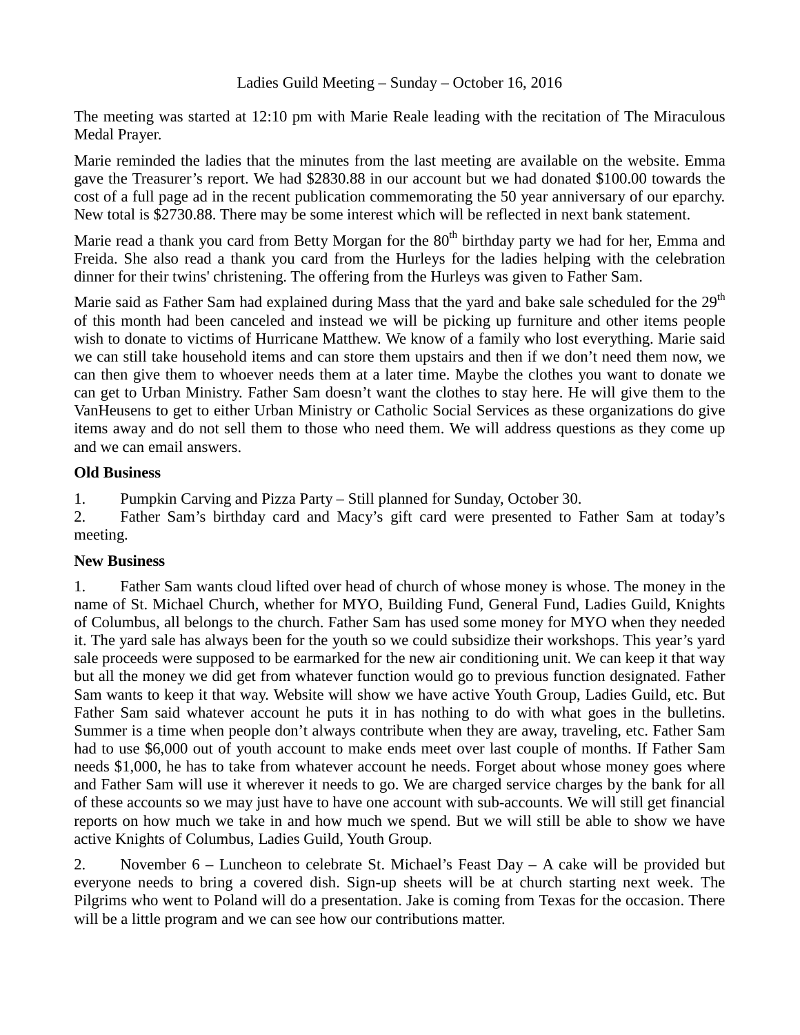Ladies Guild Meeting – Sunday – October 16, 2016

The meeting was started at 12:10 pm with Marie Reale leading with the recitation of The Miraculous Medal Prayer.

Marie reminded the ladies that the minutes from the last meeting are available on the website. Emma gave the Treasurer's report. We had $2830.88 in our account but we had donated $100.00 towards the cost of a full page ad in the recent publication commemorating the 50 year anniversary of our eparchy. New total is $2730.88. There may be some interest which will be reflected in next bank statement.

Marie read a thank you card from Betty Morgan for the 80th birthday party we had for her, Emma and Freida. She also read a thank you card from the Hurleys for the ladies helping with the celebration dinner for their twins' christening. The offering from the Hurleys was given to Father Sam.

Marie said as Father Sam had explained during Mass that the yard and bake sale scheduled for the 29th of this month had been canceled and instead we will be picking up furniture and other items people wish to donate to victims of Hurricane Matthew. We know of a family who lost everything. Marie said we can still take household items and can store them upstairs and then if we don't need them now, we can then give them to whoever needs them at a later time. Maybe the clothes you want to donate we can get to Urban Ministry. Father Sam doesn't want the clothes to stay here. He will give them to the VanHeusens to get to either Urban Ministry or Catholic Social Services as these organizations do give items away and do not sell them to those who need them. We will address questions as they come up and we can email answers.

**Old Business**

1. Pumpkin Carving and Pizza Party – Still planned for Sunday, October 30.
2. Father Sam's birthday card and Macy's gift card were presented to Father Sam at today's meeting.

**New Business**

1. Father Sam wants cloud lifted over head of church of whose money is whose. The money in the name of St. Michael Church, whether for MYO, Building Fund, General Fund, Ladies Guild, Knights of Columbus, all belongs to the church. Father Sam has used some money for MYO when they needed it. The yard sale has always been for the youth so we could subsidize their workshops. This year's yard sale proceeds were supposed to be earmarked for the new air conditioning unit. We can keep it that way but all the money we did get from whatever function would go to previous function designated. Father Sam wants to keep it that way. Website will show we have active Youth Group, Ladies Guild, etc. But Father Sam said whatever account he puts it in has nothing to do with what goes in the bulletins. Summer is a time when people don't always contribute when they are away, traveling, etc. Father Sam had to use $6,000 out of youth account to make ends meet over last couple of months. If Father Sam needs $1,000, he has to take from whatever account he needs. Forget about whose money goes where and Father Sam will use it wherever it needs to go. We are charged service charges by the bank for all of these accounts so we may just have to have one account with sub-accounts. We will still get financial reports on how much we take in and how much we spend. But we will still be able to show we have active Knights of Columbus, Ladies Guild, Youth Group.

2. November 6 – Luncheon to celebrate St. Michael's Feast Day – A cake will be provided but everyone needs to bring a covered dish. Sign-up sheets will be at church starting next week. The Pilgrims who went to Poland will do a presentation. Jake is coming from Texas for the occasion. There will be a little program and we can see how our contributions matter.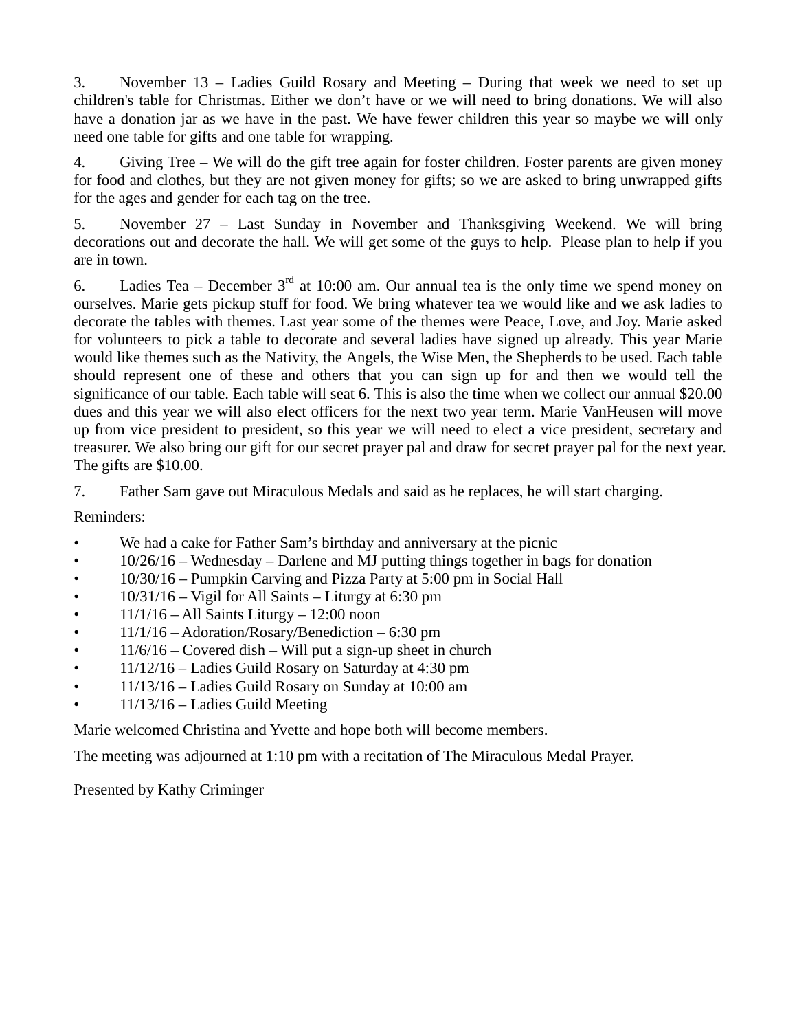3. November 13 – Ladies Guild Rosary and Meeting – During that week we need to set up children's table for Christmas. Either we don't have or we will need to bring donations. We will also have a donation jar as we have in the past. We have fewer children this year so maybe we will only need one table for gifts and one table for wrapping.

4. Giving Tree – We will do the gift tree again for foster children. Foster parents are given money for food and clothes, but they are not given money for gifts; so we are asked to bring unwrapped gifts for the ages and gender for each tag on the tree.

5. November 27 – Last Sunday in November and Thanksgiving Weekend. We will bring decorations out and decorate the hall. We will get some of the guys to help. Please plan to help if you are in town.

6. Ladies Tea – December 3rd at 10:00 am. Our annual tea is the only time we spend money on ourselves. Marie gets pickup stuff for food. We bring whatever tea we would like and we ask ladies to decorate the tables with themes. Last year some of the themes were Peace, Love, and Joy. Marie asked for volunteers to pick a table to decorate and several ladies have signed up already. This year Marie would like themes such as the Nativity, the Angels, the Wise Men, the Shepherds to be used. Each table should represent one of these and others that you can sign up for and then we would tell the significance of our table. Each table will seat 6. This is also the time when we collect our annual $20.00 dues and this year we will also elect officers for the next two year term. Marie VanHeusen will move up from vice president to president, so this year we will need to elect a vice president, secretary and treasurer. We also bring our gift for our secret prayer pal and draw for secret prayer pal for the next year. The gifts are $10.00.

7. Father Sam gave out Miraculous Medals and said as he replaces, he will start charging.

Reminders:

- We had a cake for Father Sam's birthday and anniversary at the picnic
- 10/26/16 – Wednesday – Darlene and MJ putting things together in bags for donation
- 10/30/16 – Pumpkin Carving and Pizza Party at 5:00 pm in Social Hall
- 10/31/16 – Vigil for All Saints – Liturgy at 6:30 pm
- 11/1/16 – All Saints Liturgy – 12:00 noon
- 11/1/16 – Adoration/Rosary/Benediction – 6:30 pm
- 11/6/16 – Covered dish – Will put a sign-up sheet in church
- 11/12/16 – Ladies Guild Rosary on Saturday at 4:30 pm
- 11/13/16 – Ladies Guild Rosary on Sunday at 10:00 am
- 11/13/16 – Ladies Guild Meeting

Marie welcomed Christina and Yvette and hope both will become members.

The meeting was adjourned at 1:10 pm with a recitation of The Miraculous Medal Prayer.

Presented by Kathy Criminger